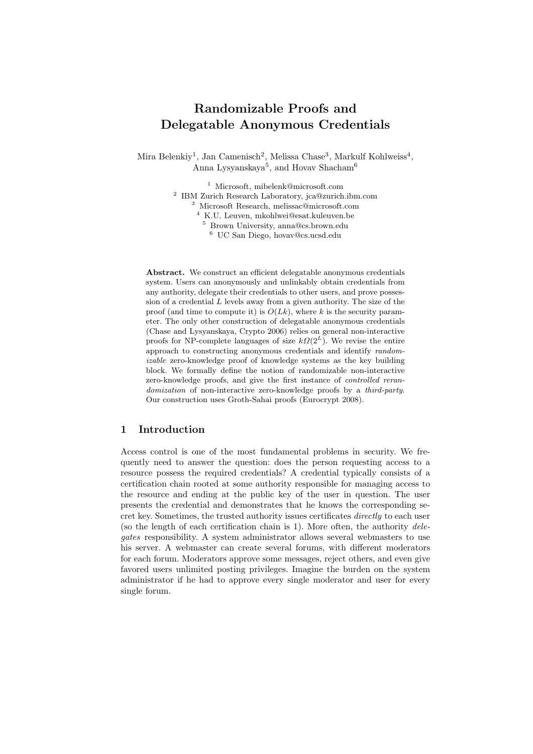# Randomizable Proofs and Delegatable Anonymous Credentials

Mira Belenkiy[1], Jan Camenisch[2], Melissa Chase[3], Markulf Kohlweiss[4], Anna Lysyanskaya[5], and Hovav Shacham[6]

[1] Microsoft, mibelenk@microsoft.com
[2] IBM Zurich Research Laboratory, jca@zurich.ibm.com
[3] Microsoft Research, melissac@microsoft.com
[4] K.U. Leuven, mkohlwei@esat.kuleuven.be
[5] Brown University, anna@cs.brown.edu
[6] UC San Diego, hovav@cs.ucsd.edu

**Abstract.** We construct an efficient delegatable anonymous credentials system. Users can anonymously and unlinkably obtain credentials from any authority, delegate their credentials to other users, and prove possession of a credential $L$ levels away from a given authority. The size of the proof (and time to compute it) is $O(Lk)$, where $k$ is the security parameter. The only other construction of delegatable anonymous credentials (Chase and Lysyanskaya, Crypto 2006) relies on general non-interactive proofs for NP-complete languages of size $k\Omega(2^L)$. We revise the entire approach to constructing anonymous credentials and identify *randomizable* zero-knowledge proof of knowledge systems as the key building block. We formally define the notion of randomizable non-interactive zero-knowledge proofs, and give the first instance of *controlled rerandomization* of non-interactive zero-knowledge proofs by a *third-party*. Our construction uses Groth-Sahai proofs (Eurocrypt 2008).

## 1 Introduction

Access control is one of the most fundamental problems in security. We frequently need to answer the question: does the person requesting access to a resource possess the required credentials? A credential typically consists of a certification chain rooted at some authority responsible for managing access to the resource and ending at the public key of the user in question. The user presents the credential and demonstrates that he knows the corresponding secret key. Sometimes, the trusted authority issues certificates *directly* to each user (so the length of each certification chain is 1). More often, the authority *delegates* responsibility. A system administrator allows several webmasters to use his server. A webmaster can create several forums, with different moderators for each forum. Moderators approve some messages, reject others, and even give favored users unlimited posting privileges. Imagine the burden on the system administrator if he had to approve every single moderator and user for every single forum.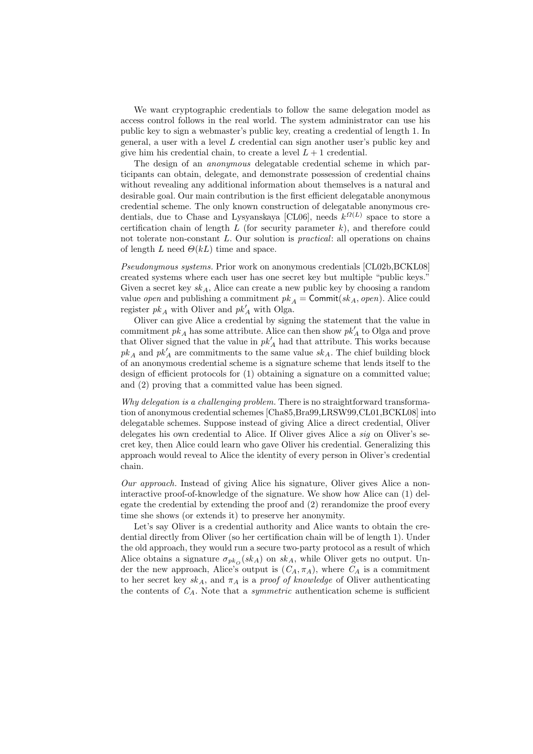We want cryptographic credentials to follow the same delegation model as access control follows in the real world. The system administrator can use his public key to sign a webmaster's public key, creating a credential of length 1. In general, a user with a level $L$ credential can sign another user's public key and give him his credential chain, to create a level $L+1$ credential.

The design of an *anonymous* delegatable credential scheme in which participants can obtain, delegate, and demonstrate possession of credential chains without revealing any additional information about themselves is a natural and desirable goal. Our main contribution is the first efficient delegatable anonymous credential scheme. The only known construction of delegatable anonymous credentials, due to Chase and Lysyanskaya [CL06], needs $k^{\Omega(L)}$ space to store a certification chain of length $L$ (for security parameter $k$), and therefore could not tolerate non-constant $L$. Our solution is *practical*: all operations on chains of length $L$ need $\Theta(kL)$ time and space.

*Pseudonymous systems.* Prior work on anonymous credentials [CL02b,BCKL08] created systems where each user has one secret key but multiple "public keys." Given a secret key $sk_A$, Alice can create a new public key by choosing a random value *open* and publishing a commitment $pk_A = \mathsf{Commit}(sk_A, open)$. Alice could register $pk_A$ with Oliver and $pk'_A$ with Olga.

Oliver can give Alice a credential by signing the statement that the value in commitment $pk_A$ has some attribute. Alice can then show $pk'_A$ to Olga and prove that Oliver signed that the value in $pk'_A$ had that attribute. This works because $pk_A$ and $pk'_A$ are commitments to the same value $sk_A$. The chief building block of an anonymous credential scheme is a signature scheme that lends itself to the design of efficient protocols for (1) obtaining a signature on a committed value; and (2) proving that a committed value has been signed.

*Why delegation is a challenging problem.* There is no straightforward transformation of anonymous credential schemes [Cha85,Bra99,LRSW99,CL01,BCKL08] into delegatable schemes. Suppose instead of giving Alice a direct credential, Oliver delegates his own credential to Alice. If Oliver gives Alice a *sig* on Oliver's secret key, then Alice could learn who gave Oliver his credential. Generalizing this approach would reveal to Alice the identity of every person in Oliver's credential chain.

*Our approach.* Instead of giving Alice his signature, Oliver gives Alice a non-interactive proof-of-knowledge of the signature. We show how Alice can (1) delegate the credential by extending the proof and (2) rerandomize the proof every time she shows (or extends it) to preserve her anonymity.

Let's say Oliver is a credential authority and Alice wants to obtain the credential directly from Oliver (so her certification chain will be of length 1). Under the old approach, they would run a secure two-party protocol as a result of which Alice obtains a signature $\sigma_{pk_O}(sk_A)$ on $sk_A$, while Oliver gets no output. Under the new approach, Alice's output is $(C_A, \pi_A)$, where $C_A$ is a commitment to her secret key $sk_A$, and $\pi_A$ is a *proof of knowledge* of Oliver authenticating the contents of $C_A$. Note that a *symmetric* authentication scheme is sufficient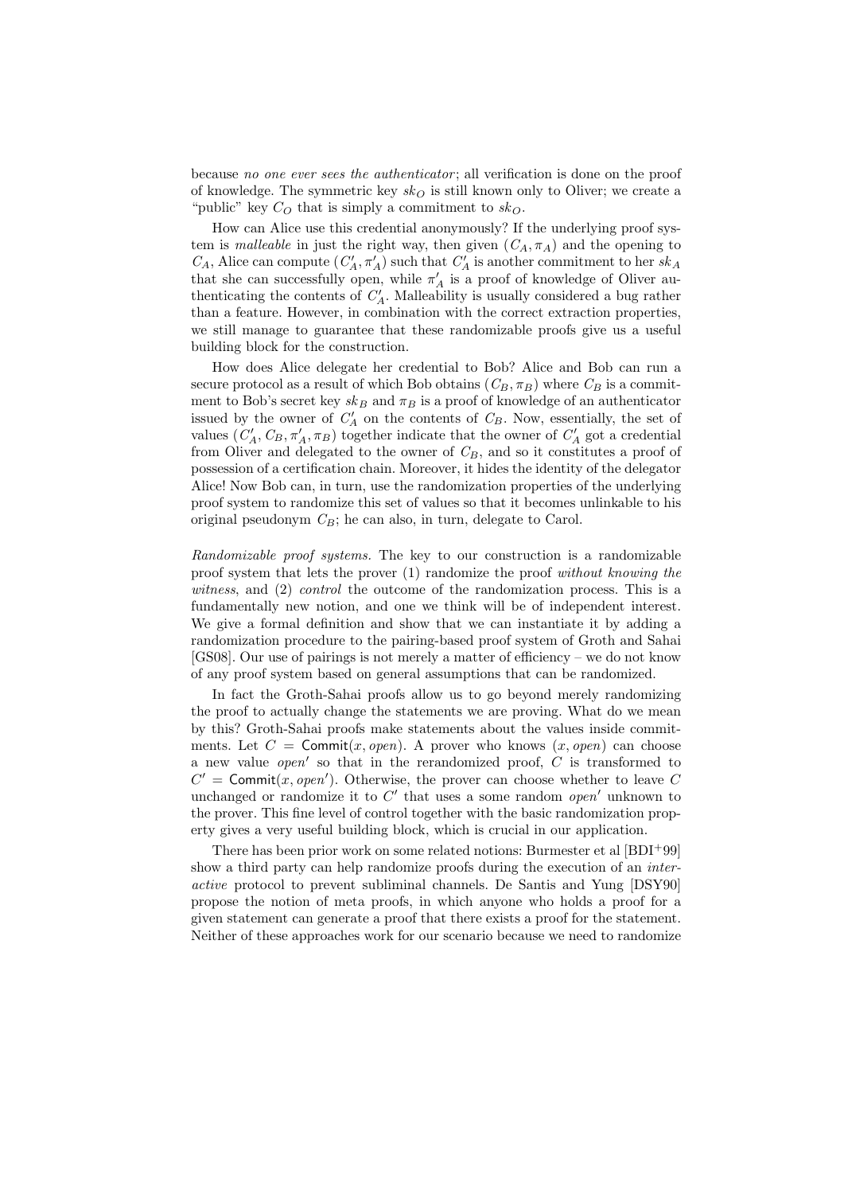because *no one ever sees the authenticator*; all verification is done on the proof of knowledge. The symmetric key $sk_O$ is still known only to Oliver; we create a "public" key $C_O$ that is simply a commitment to $sk_O$.

How can Alice use this credential anonymously? If the underlying proof system is *malleable* in just the right way, then given $(C_A, \pi_A)$ and the opening to $C_A$, Alice can compute $(C'_A, \pi'_A)$ such that $C'_A$ is another commitment to her $sk_A$ that she can successfully open, while $\pi'_A$ is a proof of knowledge of Oliver authenticating the contents of $C'_A$. Malleability is usually considered a bug rather than a feature. However, in combination with the correct extraction properties, we still manage to guarantee that these randomizable proofs give us a useful building block for the construction.

How does Alice delegate her credential to Bob? Alice and Bob can run a secure protocol as a result of which Bob obtains $(C_B, \pi_B)$ where $C_B$ is a commitment to Bob's secret key $sk_B$ and $\pi_B$ is a proof of knowledge of an authenticator issued by the owner of $C'_A$ on the contents of $C_B$. Now, essentially, the set of values $(C'_A, C_B, \pi'_A, \pi_B)$ together indicate that the owner of $C'_A$ got a credential from Oliver and delegated to the owner of $C_B$, and so it constitutes a proof of possession of a certification chain. Moreover, it hides the identity of the delegator Alice! Now Bob can, in turn, use the randomization properties of the underlying proof system to randomize this set of values so that it becomes unlinkable to his original pseudonym $C_B$; he can also, in turn, delegate to Carol.

*Randomizable proof systems.* The key to our construction is a randomizable proof system that lets the prover (1) randomize the proof *without knowing the witness*, and (2) *control* the outcome of the randomization process. This is a fundamentally new notion, and one we think will be of independent interest. We give a formal definition and show that we can instantiate it by adding a randomization procedure to the pairing-based proof system of Groth and Sahai [GS08]. Our use of pairings is not merely a matter of efficiency – we do not know of any proof system based on general assumptions that can be randomized.

In fact the Groth-Sahai proofs allow us to go beyond merely randomizing the proof to actually change the statements we are proving. What do we mean by this? Groth-Sahai proofs make statements about the values inside commitments. Let $C = \mathsf{Commit}(x, open)$. A prover who knows $(x, open)$ can choose a new value $open'$ so that in the rerandomized proof, $C$ is transformed to $C' = \mathsf{Commit}(x, open')$. Otherwise, the prover can choose whether to leave $C$ unchanged or randomize it to $C'$ that uses a some random $open'$ unknown to the prover. This fine level of control together with the basic randomization property gives a very useful building block, which is crucial in our application.

There has been prior work on some related notions: Burmester et al [BDI+99] show a third party can help randomize proofs during the execution of an *interactive* protocol to prevent subliminal channels. De Santis and Yung [DSY90] propose the notion of meta proofs, in which anyone who holds a proof for a given statement can generate a proof that there exists a proof for the statement. Neither of these approaches work for our scenario because we need to randomize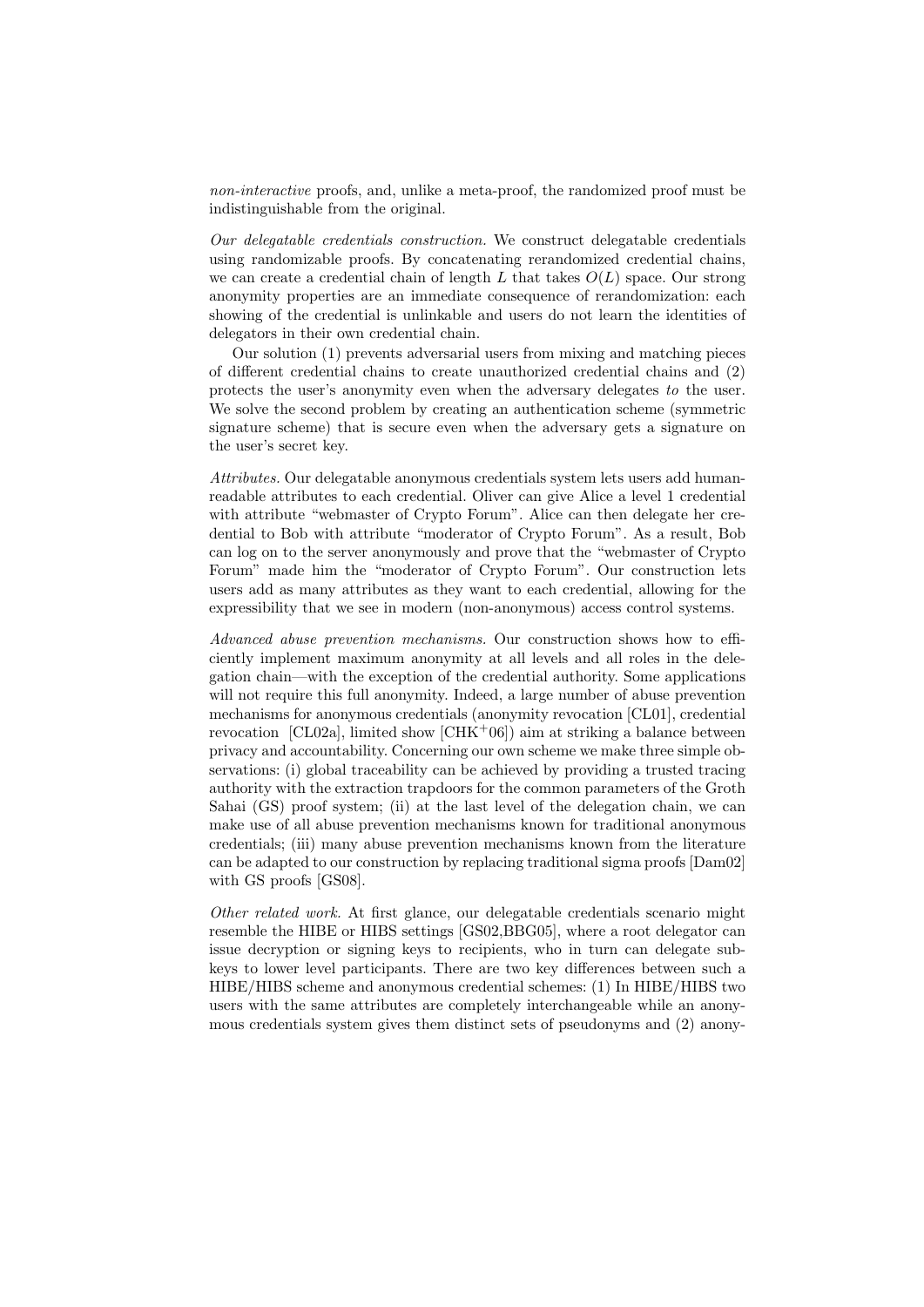*non-interactive* proofs, and, unlike a meta-proof, the randomized proof must be indistinguishable from the original.

*Our delegatable credentials construction.* We construct delegatable credentials using randomizable proofs. By concatenating rerandomized credential chains, we can create a credential chain of length $L$ that takes $O(L)$ space. Our strong anonymity properties are an immediate consequence of rerandomization: each showing of the credential is unlinkable and users do not learn the identities of delegators in their own credential chain.

Our solution (1) prevents adversarial users from mixing and matching pieces of different credential chains to create unauthorized credential chains and (2) protects the user's anonymity even when the adversary delegates *to* the user. We solve the second problem by creating an authentication scheme (symmetric signature scheme) that is secure even when the adversary gets a signature on the user's secret key.

*Attributes.* Our delegatable anonymous credentials system lets users add human-readable attributes to each credential. Oliver can give Alice a level 1 credential with attribute "webmaster of Crypto Forum". Alice can then delegate her credential to Bob with attribute "moderator of Crypto Forum". As a result, Bob can log on to the server anonymously and prove that the "webmaster of Crypto Forum" made him the "moderator of Crypto Forum". Our construction lets users add as many attributes as they want to each credential, allowing for the expressibility that we see in modern (non-anonymous) access control systems.

*Advanced abuse prevention mechanisms.* Our construction shows how to efficiently implement maximum anonymity at all levels and all roles in the delegation chain—with the exception of the credential authority. Some applications will not require this full anonymity. Indeed, a large number of abuse prevention mechanisms for anonymous credentials (anonymity revocation [CL01], credential revocation [CL02a], limited show [CHK+06]) aim at striking a balance between privacy and accountability. Concerning our own scheme we make three simple observations: (i) global traceability can be achieved by providing a trusted tracing authority with the extraction trapdoors for the common parameters of the Groth Sahai (GS) proof system; (ii) at the last level of the delegation chain, we can make use of all abuse prevention mechanisms known for traditional anonymous credentials; (iii) many abuse prevention mechanisms known from the literature can be adapted to our construction by replacing traditional sigma proofs [Dam02] with GS proofs [GS08].

*Other related work.* At first glance, our delegatable credentials scenario might resemble the HIBE or HIBS settings [GS02,BBG05], where a root delegator can issue decryption or signing keys to recipients, who in turn can delegate subkeys to lower level participants. There are two key differences between such a HIBE/HIBS scheme and anonymous credential schemes: (1) In HIBE/HIBS two users with the same attributes are completely interchangeable while an anonymous credentials system gives them distinct sets of pseudonyms and (2) anony-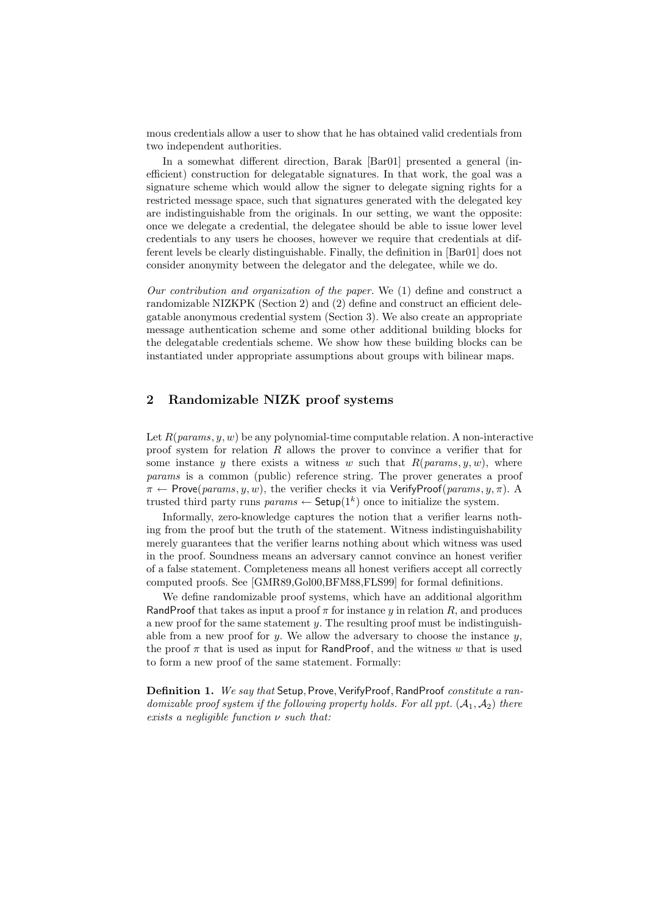mous credentials allow a user to show that he has obtained valid credentials from two independent authorities.

In a somewhat different direction, Barak [Bar01] presented a general (inefficient) construction for delegatable signatures. In that work, the goal was a signature scheme which would allow the signer to delegate signing rights for a restricted message space, such that signatures generated with the delegated key are indistinguishable from the originals. In our setting, we want the opposite: once we delegate a credential, the delegatee should be able to issue lower level credentials to any users he chooses, however we require that credentials at different levels be clearly distinguishable. Finally, the definition in [Bar01] does not consider anonymity between the delegator and the delegatee, while we do.

*Our contribution and organization of the paper.* We (1) define and construct a randomizable NIZKPK (Section 2) and (2) define and construct an efficient delegatable anonymous credential system (Section 3). We also create an appropriate message authentication scheme and some other additional building blocks for the delegatable credentials scheme. We show how these building blocks can be instantiated under appropriate assumptions about groups with bilinear maps.

## 2 Randomizable NIZK proof systems

Let $R(params, y, w)$ be any polynomial-time computable relation. A non-interactive proof system for relation $R$ allows the prover to convince a verifier that for some instance $y$ there exists a witness $w$ such that $R(params, y, w)$, where $params$ is a common (public) reference string. The prover generates a proof $\pi \leftarrow \mathsf{Prove}(params, y, w)$, the verifier checks it via $\mathsf{VerifyProof}(params, y, \pi)$. A trusted third party runs $params \leftarrow \mathsf{Setup}(1^k)$ once to initialize the system.

Informally, zero-knowledge captures the notion that a verifier learns nothing from the proof but the truth of the statement. Witness indistinguishability merely guarantees that the verifier learns nothing about which witness was used in the proof. Soundness means an adversary cannot convince an honest verifier of a false statement. Completeness means all honest verifiers accept all correctly computed proofs. See [GMR89,Gol00,BFM88,FLS99] for formal definitions.

We define randomizable proof systems, which have an additional algorithm $\mathsf{RandProof}$ that takes as input a proof $\pi$ for instance $y$ in relation $R$, and produces a new proof for the same statement $y$. The resulting proof must be indistinguishable from a new proof for $y$. We allow the adversary to choose the instance $y$, the proof $\pi$ that is used as input for $\mathsf{RandProof}$, and the witness $w$ that is used to form a new proof of the same statement. Formally:

**Definition 1.** *We say that* $\mathsf{Setup}, \mathsf{Prove}, \mathsf{VerifyProof}, \mathsf{RandProof}$ *constitute a randomizable proof system if the following property holds. For all ppt.* $(\mathcal{A}_1, \mathcal{A}_2)$ *there exists a negligible function* $\nu$ *such that:*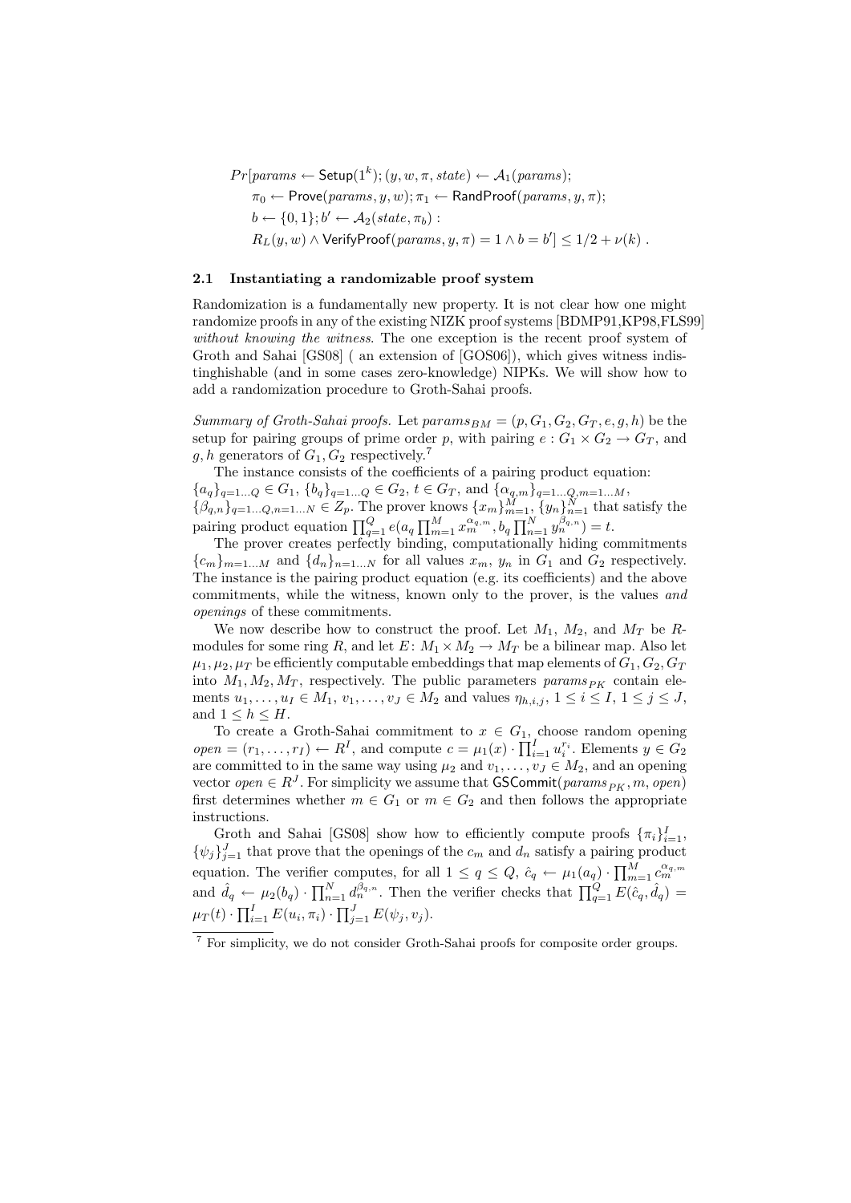$$
\begin{aligned}
&Pr[params \leftarrow \mathsf{Setup}(1^k); (y, w, \pi, state) \leftarrow \mathcal{A}_1(params);\\
&\quad \pi_0 \leftarrow \mathsf{Prove}(params, y, w); \pi_1 \leftarrow \mathsf{RandProof}(params, y, \pi);\\
&\quad b \leftarrow \{0,1\}; b' \leftarrow \mathcal{A}_2(state, \pi_b):\\
&\quad R_L(y, w) \wedge \mathsf{VerifyProof}(params, y, \pi) = 1 \wedge b = b'] \leq 1/2 + \nu(k)\ .
\end{aligned}
$$

### 2.1 Instantiating a randomizable proof system

Randomization is a fundamentally new property. It is not clear how one might randomize proofs in any of the existing NIZK proof systems [BDMP91,KP98,FLS99] *without knowing the witness*. The one exception is the recent proof system of Groth and Sahai [GS08] ( an extension of [GOS06]), which gives witness indistinghishable (and in some cases zero-knowledge) NIPKs. We will show how to add a randomization procedure to Groth-Sahai proofs.

*Summary of Groth-Sahai proofs.* Let $params_{BM} = (p, G_1, G_2, G_T, e, g, h)$ be the setup for pairing groups of prime order $p$, with pairing $e: G_1 \times G_2 \rightarrow G_T$, and $g, h$ generators of $G_1, G_2$ respectively.[7]

The instance consists of the coefficients of a pairing product equation: $\{a_q\}_{q=1\ldots Q} \in G_1$, $\{b_q\}_{q=1\ldots Q} \in G_2$, $t \in G_T$, and $\{\alpha_{q,m}\}_{q=1\ldots Q, m=1\ldots M}$, $\{\beta_{q,n}\}_{q=1\ldots Q, n=1\ldots N} \in Z_p$. The prover knows $\{x_m\}_{m=1}^M$, $\{y_n\}_{n=1}^N$ that satisfy the pairing product equation $\prod_{q=1}^Q e(a_q \prod_{m=1}^M x_m^{\alpha_{q,m}}, b_q \prod_{n=1}^N y_n^{\beta_{q,n}}) = t$.

The prover creates perfectly binding, computationally hiding commitments $\{c_m\}_{m=1\ldots M}$ and $\{d_n\}_{n=1\ldots N}$ for all values $x_m$, $y_n$ in $G_1$ and $G_2$ respectively. The instance is the pairing product equation (e.g. its coefficients) and the above commitments, while the witness, known only to the prover, is the values *and openings* of these commitments.

We now describe how to construct the proof. Let $M_1$, $M_2$, and $M_T$ be $R$-modules for some ring $R$, and let $E: M_1 \times M_2 \rightarrow M_T$ be a bilinear map. Also let $\mu_1, \mu_2, \mu_T$ be efficiently computable embeddings that map elements of $G_1, G_2, G_T$ into $M_1, M_2, M_T$, respectively. The public parameters $params_{PK}$ contain elements $u_1, \ldots, u_I \in M_1$, $v_1, \ldots, v_J \in M_2$ and values $\eta_{h,i,j}$, $1 \leq i \leq I$, $1 \leq j \leq J$, and $1 \leq h \leq H$.

To create a Groth-Sahai commitment to $x \in G_1$, choose random opening $open = (r_1, \ldots, r_I) \leftarrow R^I$, and compute $c = \mu_1(x) \cdot \prod_{i=1}^I u_i^{r_i}$. Elements $y \in G_2$ are committed to in the same way using $\mu_2$ and $v_1, \ldots, v_J \in M_2$, and an opening vector $open \in R^J$. For simplicity we assume that $\mathsf{GSCommit}(params_{PK}, m, open)$ first determines whether $m \in G_1$ or $m \in G_2$ and then follows the appropriate instructions.

Groth and Sahai [GS08] show how to efficiently compute proofs $\{\pi_i\}_{i=1}^I$, $\{\psi_j\}_{j=1}^J$ that prove that the openings of the $c_m$ and $d_n$ satisfy a pairing product equation. The verifier computes, for all $1 \leq q \leq Q$, $\hat{c}_q \leftarrow \mu_1(a_q) \cdot \prod_{m=1}^M c_m^{\alpha_{q,m}}$ and $\hat{d}_q \leftarrow \mu_2(b_q) \cdot \prod_{n=1}^N d_n^{\beta_{q,n}}$. Then the verifier checks that $\prod_{q=1}^Q E(\hat{c}_q, \hat{d}_q) = \mu_T(t) \cdot \prod_{i=1}^I E(u_i, \pi_i) \cdot \prod_{j=1}^J E(\psi_j, v_j)$.

[7] For simplicity, we do not consider Groth-Sahai proofs for composite order groups.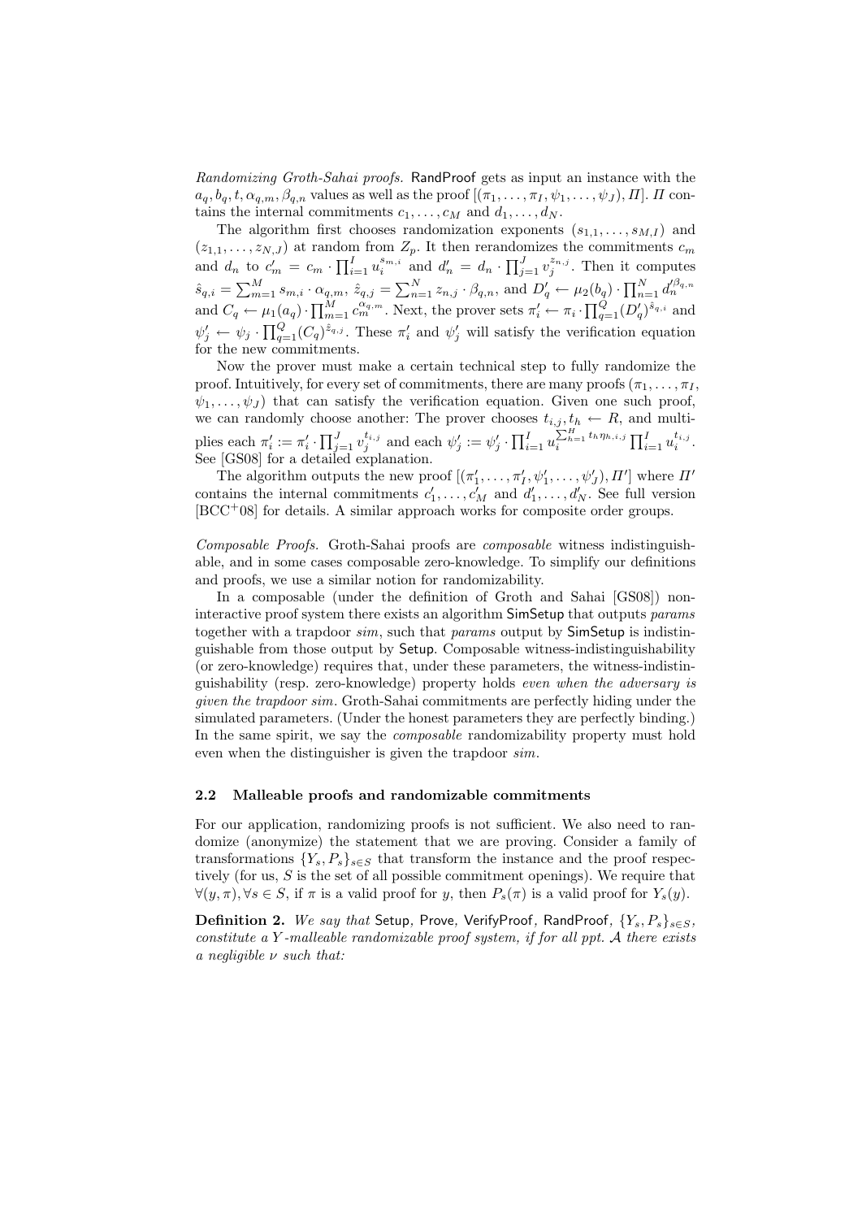*Randomizing Groth-Sahai proofs.* RandProof gets as input an instance with the $a_q, b_q, t, \alpha_{q,m}, \beta_{q,n}$ values as well as the proof $[(\pi_1, \ldots, \pi_I, \psi_1, \ldots, \psi_J), \Pi]$. $\Pi$ contains the internal commitments $c_1, \ldots, c_M$ and $d_1, \ldots, d_N$.

The algorithm first chooses randomization exponents $(s_{1,1}, \ldots, s_{M,I})$ and $(z_{1,1}, \ldots, z_{N,J})$ at random from $Z_p$. It then rerandomizes the commitments $c_m$ and $d_n$ to $c'_m = c_m \cdot \prod_{i=1}^{I} u_i^{s_{m,i}}$ and $d'_n = d_n \cdot \prod_{j=1}^{J} v_j^{z_{n,j}}$. Then it computes $\hat{s}_{q,i} = \sum_{m=1}^{M} s_{m,i} \cdot \alpha_{q,m}$, $\hat{z}_{q,j} = \sum_{n=1}^{N} z_{n,j} \cdot \beta_{q,n}$, and $D'_q \leftarrow \mu_2(b_q) \cdot \prod_{n=1}^{N} d_n'^{\beta_{q,n}}$ and $C_q \leftarrow \mu_1(a_q) \cdot \prod_{m=1}^{M} c_m^{\alpha_{q,m}}$. Next, the prover sets $\pi'_i \leftarrow \pi_i \cdot \prod_{q=1}^{Q} (D'_q)^{\hat{s}_{q,i}}$ and $\psi'_j \leftarrow \psi_j \cdot \prod_{q=1}^{Q} (C_q)^{\hat{z}_{q,j}}$. These $\pi'_i$ and $\psi'_j$ will satisfy the verification equation for the new commitments.

Now the prover must make a certain technical step to fully randomize the proof. Intuitively, for every set of commitments, there are many proofs $(\pi_1, \ldots, \pi_I, \psi_1, \ldots, \psi_J)$ that can satisfy the verification equation. Given one such proof, we can randomly choose another: The prover chooses $t_{i,j}, t_h \leftarrow R$, and multiplies each $\pi'_i := \pi'_i \cdot \prod_{j=1}^{J} v_j^{t_{i,j}}$ and each $\psi'_j := \psi'_j \cdot \prod_{i=1}^{I} u_i^{\sum_{h=1}^{H} t_h \eta_{h,i,j}} \prod_{i=1}^{I} u_i^{t_{i,j}}$. See [GS08] for a detailed explanation.

The algorithm outputs the new proof $[(\pi'_1, \ldots, \pi'_I, \psi'_1, \ldots, \psi'_J), \Pi']$ where $\Pi'$ contains the internal commitments $c'_1, \ldots, c'_M$ and $d'_1, \ldots, d'_N$. See full version [BCC+08] for details. A similar approach works for composite order groups.

*Composable Proofs.* Groth-Sahai proofs are *composable* witness indistinguishable, and in some cases composable zero-knowledge. To simplify our definitions and proofs, we use a similar notion for randomizability.

In a composable (under the definition of Groth and Sahai [GS08]) noninteractive proof system there exists an algorithm SimSetup that outputs *params* together with a trapdoor *sim*, such that *params* output by SimSetup is indistinguishable from those output by Setup. Composable witness-indistinguishability (or zero-knowledge) requires that, under these parameters, the witness-indistinguishability (resp. zero-knowledge) property holds *even when the adversary is given the trapdoor sim*. Groth-Sahai commitments are perfectly hiding under the simulated parameters. (Under the honest parameters they are perfectly binding.) In the same spirit, we say the *composable* randomizability property must hold even when the distinguisher is given the trapdoor *sim*.

### 2.2 Malleable proofs and randomizable commitments

For our application, randomizing proofs is not sufficient. We also need to randomize (anonymize) the statement that we are proving. Consider a family of transformations $\{Y_s, P_s\}_{s \in S}$ that transform the instance and the proof respectively (for us, $S$ is the set of all possible commitment openings). We require that $\forall (y, \pi), \forall s \in S$, if $\pi$ is a valid proof for $y$, then $P_s(\pi)$ is a valid proof for $Y_s(y)$.

**Definition 2.** *We say that* Setup*,* Prove*,* VerifyProof*,* RandProof*,* $\{Y_s, P_s\}_{s \in S}$*, constitute a $Y$-malleable randomizable proof system, if for all ppt. $\mathcal{A}$ there exists a negligible $\nu$ such that:*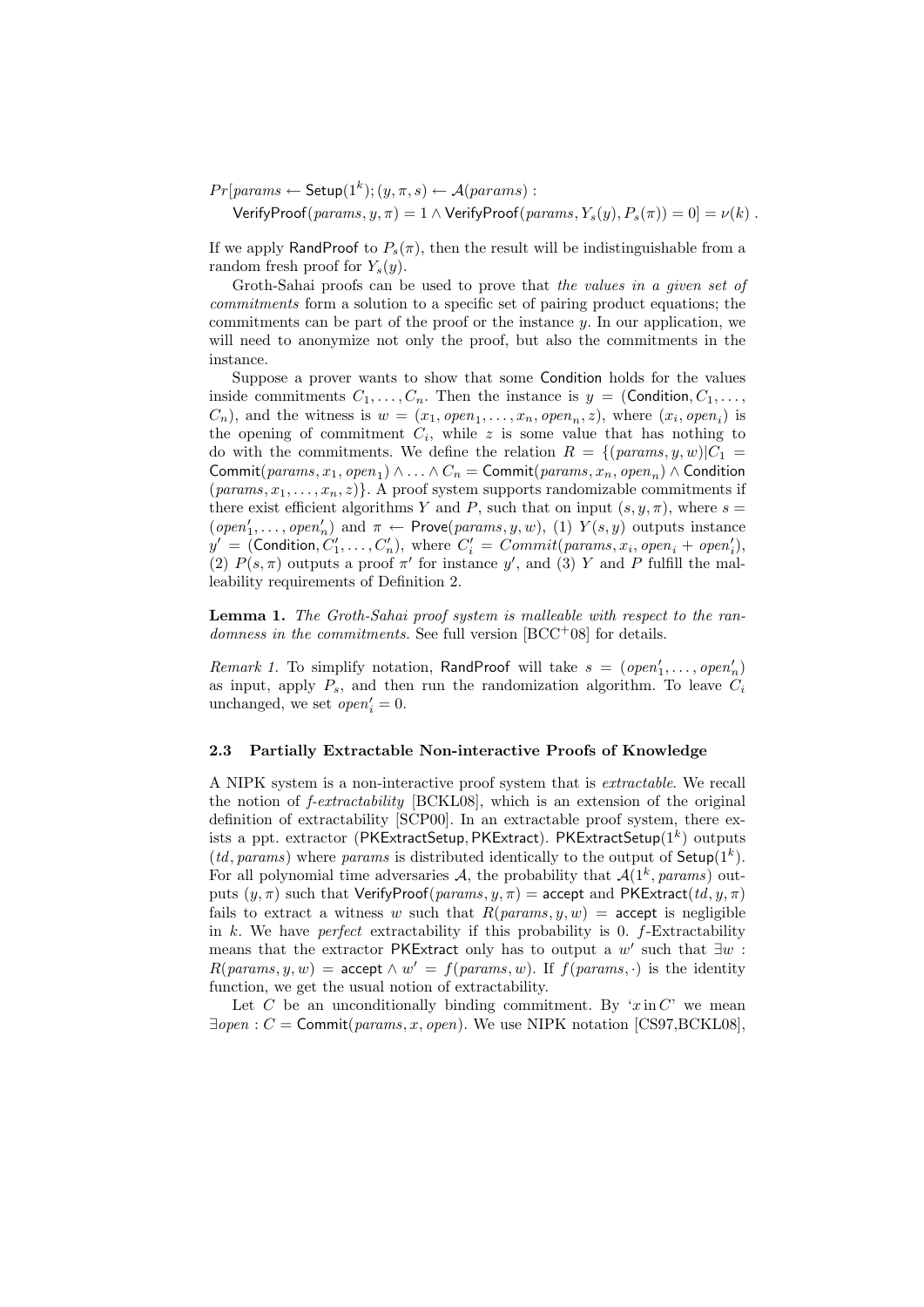$$Pr[params \leftarrow \mathsf{Setup}(1^k); (y, \pi, s) \leftarrow \mathcal{A}(params) :$$
$$\mathsf{VerifyProof}(params, y, \pi) = 1 \wedge \mathsf{VerifyProof}(params, Y_s(y), P_s(\pi)) = 0] = \nu(k) \ .$$

If we apply RandProof to $P_s(\pi)$, then the result will be indistinguishable from a random fresh proof for $Y_s(y)$.

Groth-Sahai proofs can be used to prove that *the values in a given set of commitments* form a solution to a specific set of pairing product equations; the commitments can be part of the proof or the instance $y$. In our application, we will need to anonymize not only the proof, but also the commitments in the instance.

Suppose a prover wants to show that some Condition holds for the values inside commitments $C_1, \ldots, C_n$. Then the instance is $y = (\mathsf{Condition}, C_1, \ldots, C_n)$, and the witness is $w = (x_1, open_1, \ldots, x_n, open_n, z)$, where $(x_i, open_i)$ is the opening of commitment $C_i$, while $z$ is some value that has nothing to do with the commitments. We define the relation $R = \{(params, y, w) | C_1 = \mathsf{Commit}(params, x_1, open_1) \wedge \ldots \wedge C_n = \mathsf{Commit}(params, x_n, open_n) \wedge \mathsf{Condition}(params, x_1, \ldots, x_n, z)\}$. A proof system supports randomizable commitments if there exist efficient algorithms $Y$ and $P$, such that on input $(s, y, \pi)$, where $s = (open'_1, \ldots, open'_n)$ and $\pi \leftarrow \mathsf{Prove}(params, y, w)$, (1) $Y(s, y)$ outputs instance $y' = (\mathsf{Condition}, C'_1, \ldots, C'_n)$, where $C'_i = Commit(params, x_i, open_i + open'_i)$, (2) $P(s, \pi)$ outputs a proof $\pi'$ for instance $y'$, and (3) $Y$ and $P$ fulfill the malleability requirements of Definition 2.

**Lemma 1.** *The Groth-Sahai proof system is malleable with respect to the randomness in the commitments.* See full version [BCC+08] for details.

*Remark 1.* To simplify notation, RandProof will take $s = (open'_1, \ldots, open'_n)$ as input, apply $P_s$, and then run the randomization algorithm. To leave $C_i$ unchanged, we set $open'_i = 0$.

### 2.3 Partially Extractable Non-interactive Proofs of Knowledge

A NIPK system is a non-interactive proof system that is *extractable*. We recall the notion of *f-extractability* [BCKL08], which is an extension of the original definition of extractability [SCP00]. In an extractable proof system, there exists a ppt. extractor (PKExtractSetup, PKExtract). $\mathsf{PKExtractSetup}(1^k)$ outputs $(td, params)$ where $params$ is distributed identically to the output of $\mathsf{Setup}(1^k)$. For all polynomial time adversaries $\mathcal{A}$, the probability that $\mathcal{A}(1^k, params)$ outputs $(y, \pi)$ such that $\mathsf{VerifyProof}(params, y, \pi) = \mathsf{accept}$ and $\mathsf{PKExtract}(td, y, \pi)$ fails to extract a witness $w$ such that $R(params, y, w) = \mathsf{accept}$ is negligible in $k$. We have *perfect* extractability if this probability is 0. $f$-Extractability means that the extractor PKExtract only has to output a $w'$ such that $\exists w : R(params, y, w) = \mathsf{accept} \wedge w' = f(params, w)$. If $f(params, \cdot)$ is the identity function, we get the usual notion of extractability.

Let $C$ be an unconditionally binding commitment. By '$x \,\mathrm{in}\, C$' we mean $\exists open : C = \mathsf{Commit}(params, x, open)$. We use NIPK notation [CS97,BCKL08],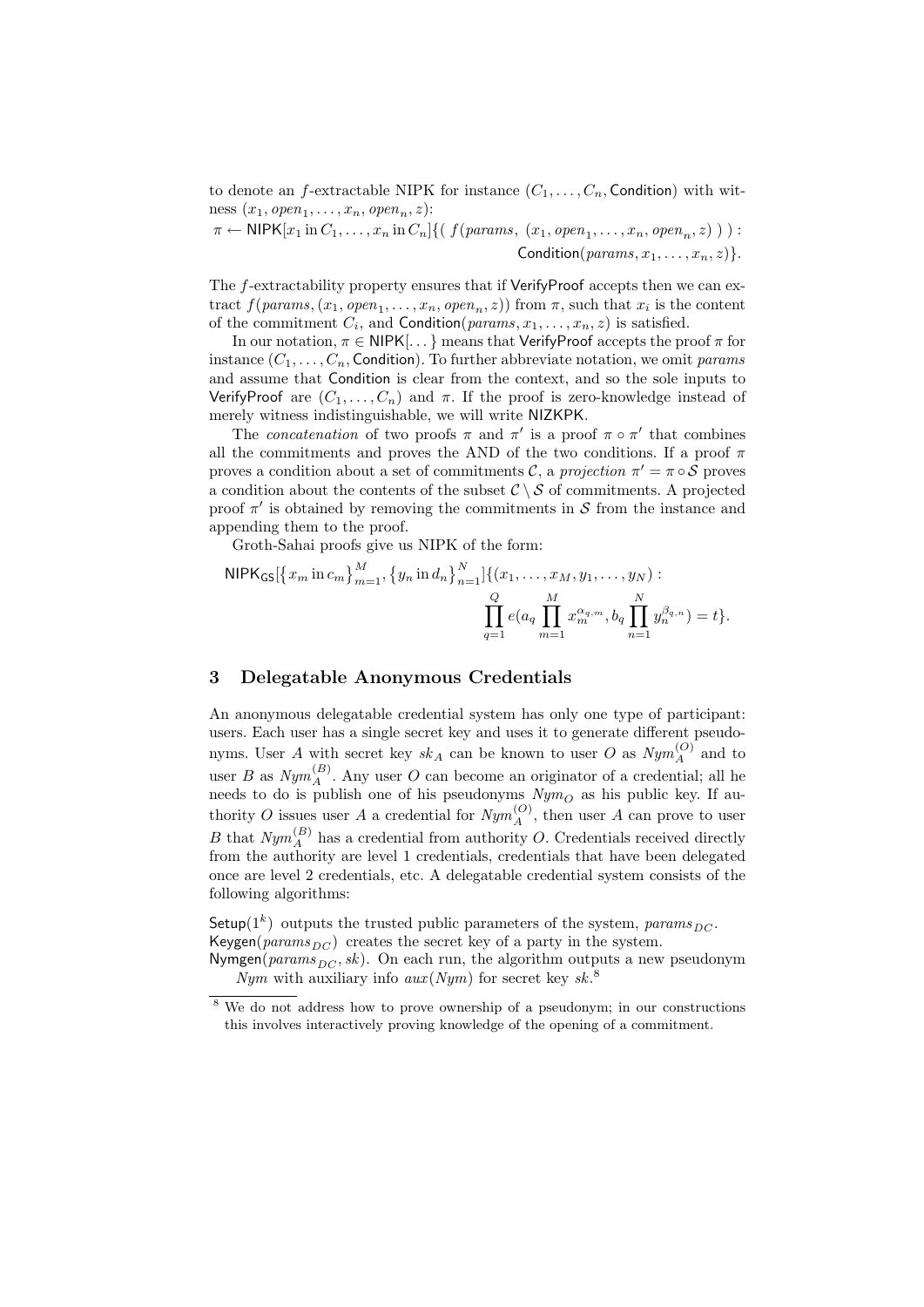to denote an $f$-extractable NIPK for instance $(C_1, \ldots, C_n, \mathsf{Condition})$ with witness $(x_1, open_1, \ldots, x_n, open_n, z)$:

$$\pi \leftarrow \mathsf{NIPK}[x_1 \text{ in } C_1, \ldots, x_n \text{ in } C_n]\{(\ f(params,\ (x_1, open_1, \ldots, x_n, open_n, z)\ )\ ) : \mathsf{Condition}(params, x_1, \ldots, x_n, z)\}.$$

The $f$-extractability property ensures that if VerifyProof accepts then we can extract $f(params, (x_1, open_1, \ldots, x_n, open_n, z))$ from $\pi$, such that $x_i$ is the content of the commitment $C_i$, and $\mathsf{Condition}(params, x_1, \ldots, x_n, z)$ is satisfied.

In our notation, $\pi \in \mathsf{NIPK}[\ldots]$ means that VerifyProof accepts the proof $\pi$ for instance $(C_1, \ldots, C_n, \mathsf{Condition})$. To further abbreviate notation, we omit *params* and assume that Condition is clear from the context, and so the sole inputs to VerifyProof are $(C_1, \ldots, C_n)$ and $\pi$. If the proof is zero-knowledge instead of merely witness indistinguishable, we will write NIZKPK.

The *concatenation* of two proofs $\pi$ and $\pi'$ is a proof $\pi \circ \pi'$ that combines all the commitments and proves the AND of the two conditions. If a proof $\pi$ proves a condition about a set of commitments $\mathcal{C}$, a *projection* $\pi' = \pi \circ \mathcal{S}$ proves a condition about the contents of the subset $\mathcal{C} \setminus \mathcal{S}$ of commitments. A projected proof $\pi'$ is obtained by removing the commitments in $\mathcal{S}$ from the instance and appending them to the proof.

Groth-Sahai proofs give us NIPK of the form:

$$\mathsf{NIPK}_{\mathsf{GS}}[\{x_m \text{ in } c_m\}_{m=1}^{M}, \{y_n \text{ in } d_n\}_{n=1}^{N}]\{(x_1, \ldots, x_M, y_1, \ldots, y_N) : \prod_{q=1}^{Q} e(a_q \prod_{m=1}^{M} x_m^{\alpha_{q,m}}, b_q \prod_{n=1}^{N} y_n^{\beta_{q,n}}) = t\}.$$

## 3 Delegatable Anonymous Credentials

An anonymous delegatable credential system has only one type of participant: users. Each user has a single secret key and uses it to generate different pseudonyms. User $A$ with secret key $sk_A$ can be known to user $O$ as $Nym_A^{(O)}$ and to user $B$ as $Nym_A^{(B)}$. Any user $O$ can become an originator of a credential; all he needs to do is publish one of his pseudonyms $Nym_O$ as his public key. If authority $O$ issues user $A$ a credential for $Nym_A^{(O)}$, then user $A$ can prove to user $B$ that $Nym_A^{(B)}$ has a credential from authority $O$. Credentials received directly from the authority are level 1 credentials, credentials that have been delegated once are level 2 credentials, etc. A delegatable credential system consists of the following algorithms:

$\mathsf{Setup}(1^k)$ outputs the trusted public parameters of the system, $params_{DC}$.
$\mathsf{Keygen}(params_{DC})$ creates the secret key of a party in the system.
$\mathsf{Nymgen}(params_{DC}, sk)$. On each run, the algorithm outputs a new pseudonym $Nym$ with auxiliary info $aux(Nym)$ for secret key $sk$.[8]

[8] We do not address how to prove ownership of a pseudonym; in our constructions this involves interactively proving knowledge of the opening of a commitment.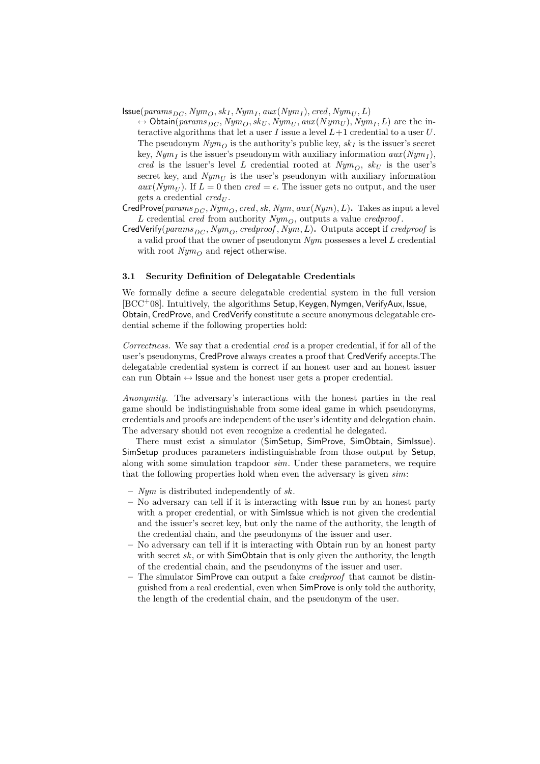$\mathsf{Issue}(params_{DC}, Nym_O, sk_I, Nym_I, aux(Nym_I), cred, Nym_U, L)$
$\leftrightarrow \mathsf{Obtain}(params_{DC}, Nym_O, sk_U, Nym_U, aux(Nym_U), Nym_I, L)$ are the interactive algorithms that let a user $I$ issue a level $L+1$ credential to a user $U$. The pseudonym $Nym_O$ is the authority's public key, $sk_I$ is the issuer's secret key, $Nym_I$ is the issuer's pseudonym with auxiliary information $aux(Nym_I)$, $cred$ is the issuer's level $L$ credential rooted at $Nym_O$, $sk_U$ is the user's secret key, and $Nym_U$ is the user's pseudonym with auxiliary information $aux(Nym_U)$. If $L = 0$ then $cred = \epsilon$. The issuer gets no output, and the user gets a credential $cred_U$.

$\mathsf{CredProve}(params_{DC}, Nym_O, cred, sk, Nym, aux(Nym), L)$**.** Takes as input a level $L$ credential $cred$ from authority $Nym_O$, outputs a value $credproof$.

$\mathsf{CredVerify}(params_{DC}, Nym_O, credproof, Nym, L)$**.** Outputs accept if $credproof$ is a valid proof that the owner of pseudonym $Nym$ possesses a level $L$ credential with root $Nym_O$ and reject otherwise.

### 3.1 Security Definition of Delegatable Credentials

We formally define a secure delegatable credential system in the full version [BCC+08]. Intuitively, the algorithms Setup, Keygen, Nymgen, VerifyAux, Issue, Obtain, CredProve, and CredVerify constitute a secure anonymous delegatable credential scheme if the following properties hold:

*Correctness.* We say that a credential $cred$ is a proper credential, if for all of the user's pseudonyms, CredProve always creates a proof that CredVerify accepts.The delegatable credential system is correct if an honest user and an honest issuer can run Obtain $\leftrightarrow$ Issue and the honest user gets a proper credential.

*Anonymity.* The adversary's interactions with the honest parties in the real game should be indistinguishable from some ideal game in which pseudonyms, credentials and proofs are independent of the user's identity and delegation chain. The adversary should not even recognize a credential he delegated.

There must exist a simulator (SimSetup, SimProve, SimObtain, SimIssue). SimSetup produces parameters indistinguishable from those output by Setup, along with some simulation trapdoor $sim$. Under these parameters, we require that the following properties hold when even the adversary is given $sim$:

- $Nym$ is distributed independently of $sk$.
- No adversary can tell if it is interacting with Issue run by an honest party with a proper credential, or with SimIssue which is not given the credential and the issuer's secret key, but only the name of the authority, the length of the credential chain, and the pseudonyms of the issuer and user.
- No adversary can tell if it is interacting with Obtain run by an honest party with secret $sk$, or with SimObtain that is only given the authority, the length of the credential chain, and the pseudonyms of the issuer and user.
- The simulator SimProve can output a fake $credproof$ that cannot be distinguished from a real credential, even when SimProve is only told the authority, the length of the credential chain, and the pseudonym of the user.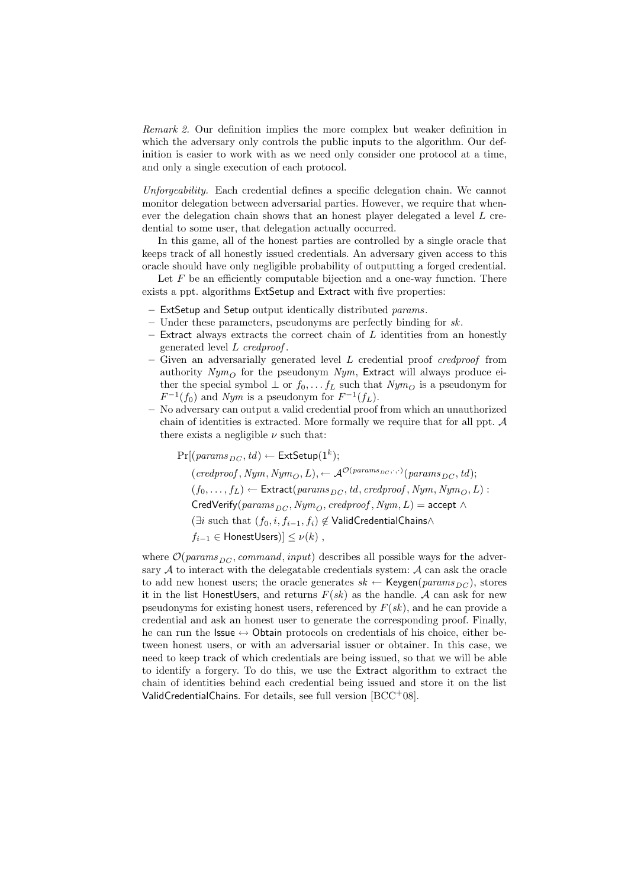*Remark 2.* Our definition implies the more complex but weaker definition in which the adversary only controls the public inputs to the algorithm. Our definition is easier to work with as we need only consider one protocol at a time, and only a single execution of each protocol.

*Unforgeability.* Each credential defines a specific delegation chain. We cannot monitor delegation between adversarial parties. However, we require that whenever the delegation chain shows that an honest player delegated a level $L$ credential to some user, that delegation actually occurred.

In this game, all of the honest parties are controlled by a single oracle that keeps track of all honestly issued credentials. An adversary given access to this oracle should have only negligible probability of outputting a forged credential.

Let $F$ be an efficiently computable bijection and a one-way function. There exists a ppt. algorithms $\mathsf{ExtSetup}$ and $\mathsf{Extract}$ with five properties:

- $\mathsf{ExtSetup}$ and $\mathsf{Setup}$ output identically distributed *params*.
- Under these parameters, pseudonyms are perfectly binding for *sk*.
- $\mathsf{Extract}$ always extracts the correct chain of $L$ identities from an honestly generated level $L$ *credproof*.
- Given an adversarially generated level $L$ credential proof *credproof* from authority $Nym_O$ for the pseudonym $Nym$, $\mathsf{Extract}$ will always produce either the special symbol $\perp$ or $f_0, \ldots f_L$ such that $Nym_O$ is a pseudonym for $F^{-1}(f_0)$ and $Nym$ is a pseudonym for $F^{-1}(f_L)$.
- No adversary can output a valid credential proof from which an unauthorized chain of identities is extracted. More formally we require that for all ppt. $\mathcal{A}$ there exists a negligible $\nu$ such that:

$$
\begin{aligned}
&\Pr[(params_{DC}, td) \leftarrow \mathsf{ExtSetup}(1^k);\\
&\quad (credproof, Nym, Nym_O, L), \leftarrow \mathcal{A}^{\mathcal{O}(params_{DC},\cdot,\cdot)}(params_{DC}, td);\\
&\quad (f_0, \ldots, f_L) \leftarrow \mathsf{Extract}(params_{DC}, td, credproof, Nym, Nym_O, L):\\
&\quad \mathsf{CredVerify}(params_{DC}, Nym_O, credproof, Nym, L) = \mathsf{accept} \wedge\\
&\quad (\exists i \text{ such that } (f_0, i, f_{i-1}, f_i) \notin \mathsf{ValidCredentialChains} \wedge\\
&\quad f_{i-1} \in \mathsf{HonestUsers})] \leq \nu(k)\ ,
\end{aligned}
$$

where $\mathcal{O}(params_{DC}, command, input)$ describes all possible ways for the adversary $\mathcal{A}$ to interact with the delegatable credentials system: $\mathcal{A}$ can ask the oracle to add new honest users; the oracle generates $sk \leftarrow \mathsf{Keygen}(params_{DC})$, stores it in the list $\mathsf{HonestUsers}$, and returns $F(sk)$ as the handle. $\mathcal{A}$ can ask for new pseudonyms for existing honest users, referenced by $F(sk)$, and he can provide a credential and ask an honest user to generate the corresponding proof. Finally, he can run the $\mathsf{Issue} \leftrightarrow \mathsf{Obtain}$ protocols on credentials of his choice, either between honest users, or with an adversarial issuer or obtainer. In this case, we need to keep track of which credentials are being issued, so that we will be able to identify a forgery. To do this, we use the $\mathsf{Extract}$ algorithm to extract the chain of identities behind each credential being issued and store it on the list $\mathsf{ValidCredentialChains}$. For details, see full version [BCC+08].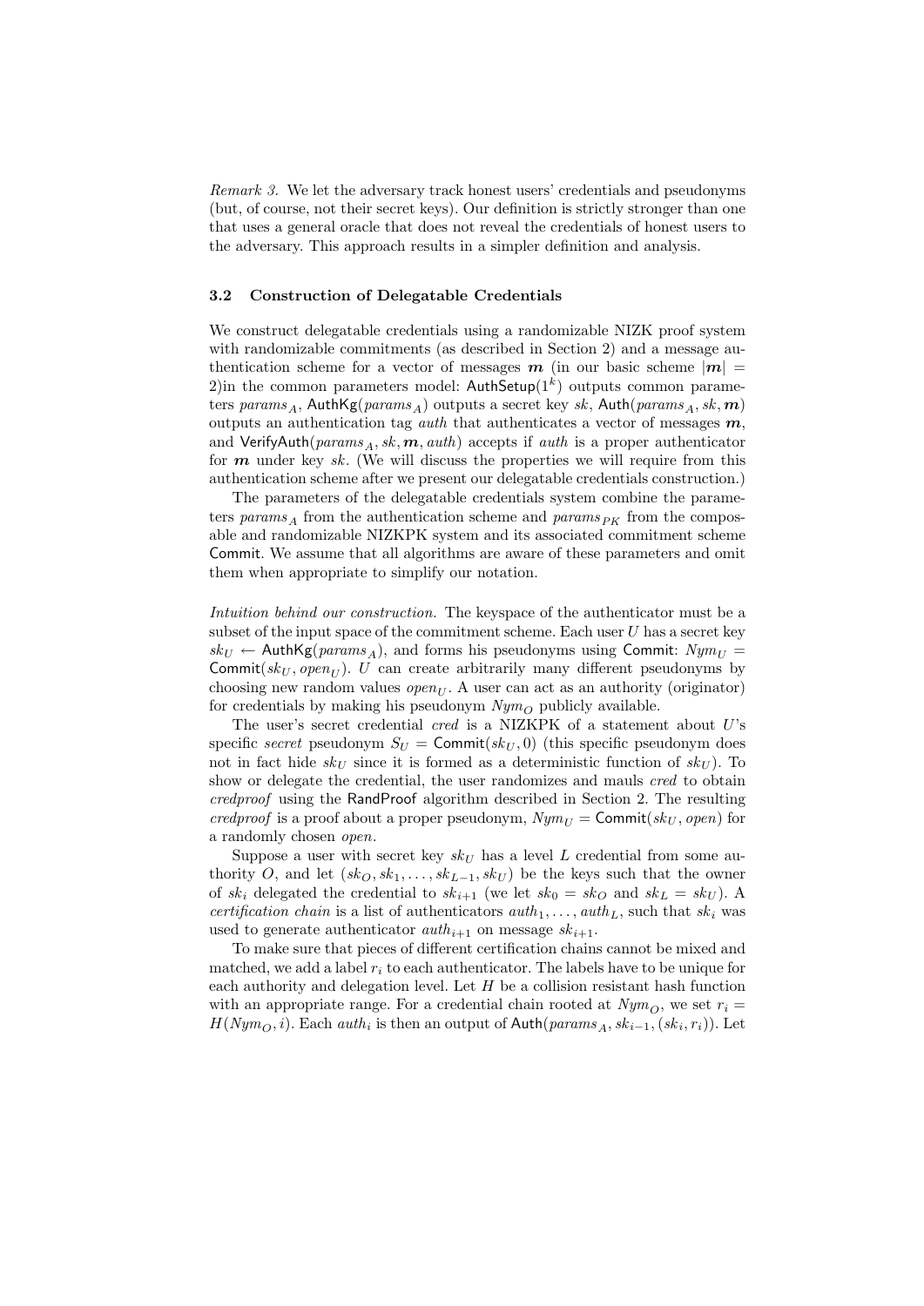*Remark 3.* We let the adversary track honest users' credentials and pseudonyms (but, of course, not their secret keys). Our definition is strictly stronger than one that uses a general oracle that does not reveal the credentials of honest users to the adversary. This approach results in a simpler definition and analysis.

### 3.2 Construction of Delegatable Credentials

We construct delegatable credentials using a randomizable NIZK proof system with randomizable commitments (as described in Section 2) and a message authentication scheme for a vector of messages $\boldsymbol{m}$ (in our basic scheme $|\boldsymbol{m}| = 2$)in the common parameters model: $\mathsf{AuthSetup}(1^k)$ outputs common parameters $params_A$, $\mathsf{AuthKg}(params_A)$ outputs a secret key $sk$, $\mathsf{Auth}(params_A, sk, \boldsymbol{m})$ outputs an authentication tag $auth$ that authenticates a vector of messages $\boldsymbol{m}$, and $\mathsf{VerifyAuth}(params_A, sk, \boldsymbol{m}, auth)$ accepts if $auth$ is a proper authenticator for $\boldsymbol{m}$ under key $sk$. (We will discuss the properties we will require from this authentication scheme after we present our delegatable credentials construction.)

The parameters of the delegatable credentials system combine the parameters $params_A$ from the authentication scheme and $params_{PK}$ from the composable and randomizable NIZKPK system and its associated commitment scheme $\mathsf{Commit}$. We assume that all algorithms are aware of these parameters and omit them when appropriate to simplify our notation.

*Intuition behind our construction.* The keyspace of the authenticator must be a subset of the input space of the commitment scheme. Each user $U$ has a secret key $sk_U \leftarrow \mathsf{AuthKg}(params_A)$, and forms his pseudonyms using $\mathsf{Commit}$: $Nym_U = \mathsf{Commit}(sk_U, open_U)$. $U$ can create arbitrarily many different pseudonyms by choosing new random values $open_U$. A user can act as an authority (originator) for credentials by making his pseudonym $Nym_O$ publicly available.

The user's secret credential $cred$ is a NIZKPK of a statement about $U$'s specific *secret* pseudonym $S_U = \mathsf{Commit}(sk_U, 0)$ (this specific pseudonym does not in fact hide $sk_U$ since it is formed as a deterministic function of $sk_U$). To show or delegate the credential, the user randomizes and mauls $cred$ to obtain $credproof$ using the $\mathsf{RandProof}$ algorithm described in Section 2. The resulting $credproof$ is a proof about a proper pseudonym, $Nym_U = \mathsf{Commit}(sk_U, open)$ for a randomly chosen $open$.

Suppose a user with secret key $sk_U$ has a level $L$ credential from some authority $O$, and let $(sk_O, sk_1, \ldots, sk_{L-1}, sk_U)$ be the keys such that the owner of $sk_i$ delegated the credential to $sk_{i+1}$ (we let $sk_0 = sk_O$ and $sk_L = sk_U$). A *certification chain* is a list of authenticators $auth_1, \ldots, auth_L$, such that $sk_i$ was used to generate authenticator $auth_{i+1}$ on message $sk_{i+1}$.

To make sure that pieces of different certification chains cannot be mixed and matched, we add a label $r_i$ to each authenticator. The labels have to be unique for each authority and delegation level. Let $H$ be a collision resistant hash function with an appropriate range. For a credential chain rooted at $Nym_O$, we set $r_i = H(Nym_O, i)$. Each $auth_i$ is then an output of $\mathsf{Auth}(params_A, sk_{i-1}, (sk_i, r_i))$. Let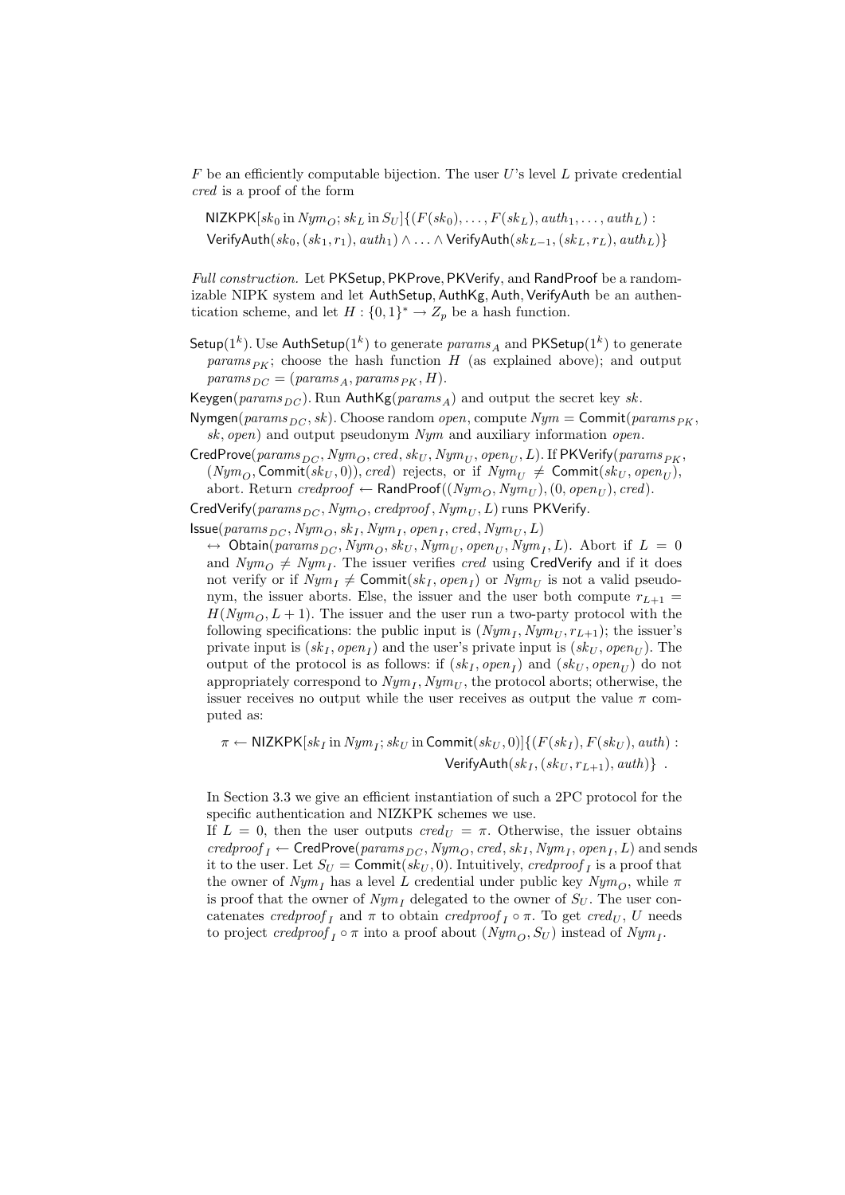$F$ be an efficiently computable bijection. The user $U$'s level $L$ private credential *cred* is a proof of the form

$$\mathsf{NIZKPK}[sk_0 \text{ in } Nym_O; sk_L \text{ in } S_U]\{(F(sk_0), \ldots, F(sk_L), auth_1, \ldots, auth_L) :$$
$$\mathsf{VerifyAuth}(sk_0, (sk_1, r_1), auth_1) \wedge \ldots \wedge \mathsf{VerifyAuth}(sk_{L-1}, (sk_L, r_L), auth_L)\}$$

*Full construction.* Let PKSetup, PKProve, PKVerify, and RandProof be a randomizable NIPK system and let AuthSetup, AuthKg, Auth, VerifyAuth be an authentication scheme, and let $H : \{0,1\}^* \rightarrow Z_p$ be a hash function.

- $\mathsf{Setup}(1^k)$. Use $\mathsf{AuthSetup}(1^k)$ to generate $params_A$ and $\mathsf{PKSetup}(1^k)$ to generate $params_{PK}$; choose the hash function $H$ (as explained above); and output $params_{DC} = (params_A, params_{PK}, H)$.
- $\mathsf{Keygen}(params_{DC})$. Run $\mathsf{AuthKg}(params_A)$ and output the secret key $sk$.
- $\mathsf{Nymgen}(params_{DC}, sk)$. Choose random $open$, compute $Nym = \mathsf{Commit}(params_{PK}, sk, open)$ and output pseudonym $Nym$ and auxiliary information $open$.
- $\mathsf{CredProve}(params_{DC}, Nym_O, cred, sk_U, Nym_U, open_U, L)$. If $\mathsf{PKVerify}(params_{PK}, (Nym_O, \mathsf{Commit}(sk_U, 0)), cred)$ rejects, or if $Nym_U \neq \mathsf{Commit}(sk_U, open_U)$, abort. Return $credproof \leftarrow \mathsf{RandProof}((Nym_O, Nym_U), (0, open_U), cred)$.
- $\mathsf{CredVerify}(params_{DC}, Nym_O, credproof, Nym_U, L)$ runs PKVerify.
- $\mathsf{Issue}(params_{DC}, Nym_O, sk_I, Nym_I, open_I, cred, Nym_U, L)$ $\leftrightarrow$ $\mathsf{Obtain}(params_{DC}, Nym_O, sk_U, Nym_U, open_U, Nym_I, L)$. Abort if $L = 0$ and $Nym_O \neq Nym_I$. The issuer verifies *cred* using CredVerify and if it does not verify or if $Nym_I \neq \mathsf{Commit}(sk_I, open_I)$ or $Nym_U$ is not a valid pseudonym, the issuer aborts. Else, the issuer and the user both compute $r_{L+1} = H(Nym_O, L+1)$. The issuer and the user run a two-party protocol with the following specifications: the public input is $(Nym_I, Nym_U, r_{L+1})$; the issuer's private input is $(sk_I, open_I)$ and the user's private input is $(sk_U, open_U)$. The output of the protocol is as follows: if $(sk_I, open_I)$ and $(sk_U, open_U)$ do not appropriately correspond to $Nym_I, Nym_U$, the protocol aborts; otherwise, the issuer receives no output while the user receives as output the value $\pi$ computed as:

$$\pi \leftarrow \mathsf{NIZKPK}[sk_I \text{ in } Nym_I; sk_U \text{ in } \mathsf{Commit}(sk_U, 0)]\{(F(sk_I), F(sk_U), auth) :$$
$$\mathsf{VerifyAuth}(sk_I, (sk_U, r_{L+1}), auth)\} \ .$$

  In Section 3.3 we give an efficient instantiation of such a 2PC protocol for the specific authentication and NIZKPK schemes we use.

  If $L = 0$, then the user outputs $cred_U = \pi$. Otherwise, the issuer obtains $credproof_I \leftarrow \mathsf{CredProve}(params_{DC}, Nym_O, cred, sk_I, Nym_I, open_I, L)$ and sends it to the user. Let $S_U = \mathsf{Commit}(sk_U, 0)$. Intuitively, $credproof_I$ is a proof that the owner of $Nym_I$ has a level $L$ credential under public key $Nym_O$, while $\pi$ is proof that the owner of $Nym_I$ delegated to the owner of $S_U$. The user concatenates $credproof_I$ and $\pi$ to obtain $credproof_I \circ \pi$. To get $cred_U$, $U$ needs to project $credproof_I \circ \pi$ into a proof about $(Nym_O, S_U)$ instead of $Nym_I$.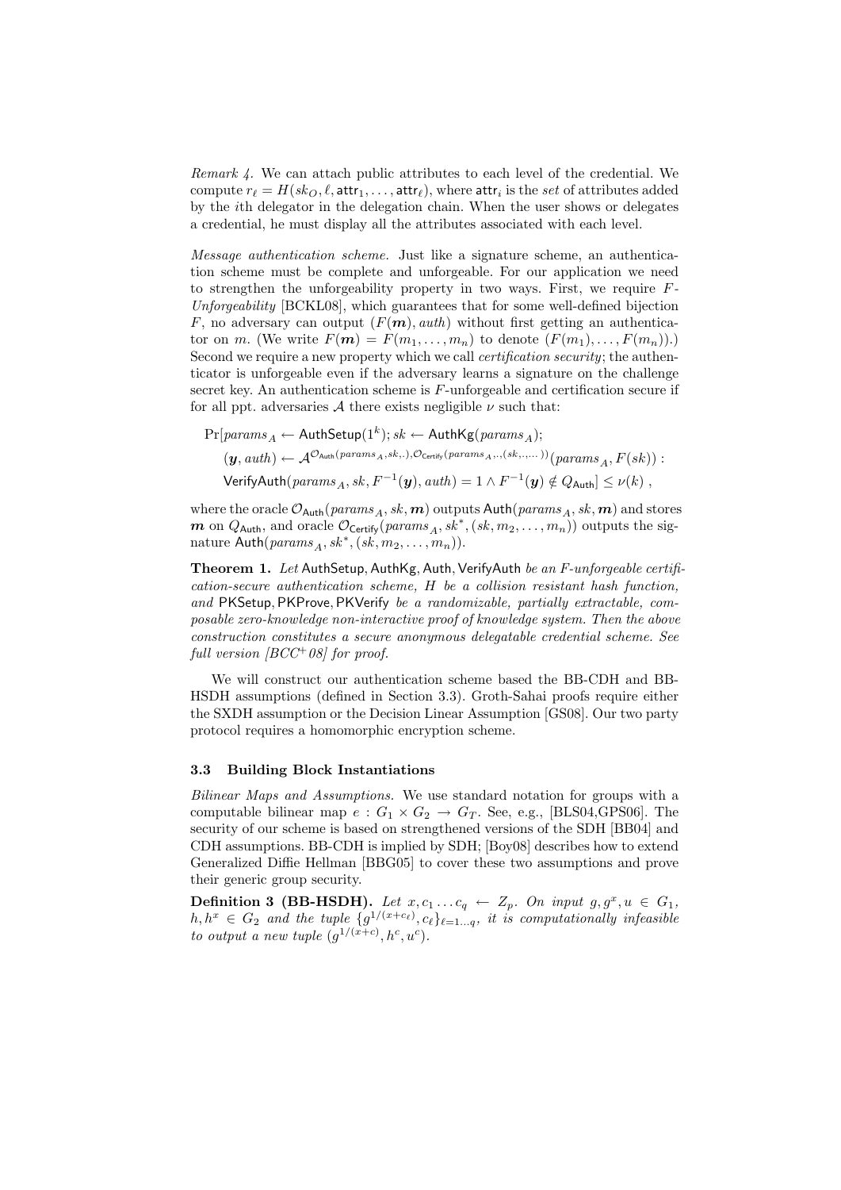*Remark 4.* We can attach public attributes to each level of the credential. We compute $r_\ell = H(sk_O, \ell, \mathsf{attr}_1, \ldots, \mathsf{attr}_\ell)$, where $\mathsf{attr}_i$ is the *set* of attributes added by the $i$th delegator in the delegation chain. When the user shows or delegates a credential, he must display all the attributes associated with each level.

*Message authentication scheme.* Just like a signature scheme, an authentication scheme must be complete and unforgeable. For our application we need to strengthen the unforgeability property in two ways. First, we require *F-Unforgeability* [BCKL08], which guarantees that for some well-defined bijection $F$, no adversary can output $(F(\boldsymbol{m}), auth)$ without first getting an authenticator on $m$. (We write $F(\boldsymbol{m}) = F(m_1, \ldots, m_n)$ to denote $(F(m_1), \ldots, F(m_n))$.) Second we require a new property which we call *certification security*; the authenticator is unforgeable even if the adversary learns a signature on the challenge secret key. An authentication scheme is $F$-unforgeable and certification secure if for all ppt. adversaries $\mathcal{A}$ there exists negligible $\nu$ such that:

$$\begin{aligned}
&\Pr[params_A \leftarrow \mathsf{AuthSetup}(1^k); sk \leftarrow \mathsf{AuthKg}(params_A);\\
&\quad (\boldsymbol{y}, auth) \leftarrow \mathcal{A}^{\mathcal{O}_{\mathsf{Auth}}(params_A, sk, .), \mathcal{O}_{\mathsf{Certify}}(params_A, ., (sk, ., \ldots))}(params_A, F(sk)) :\\
&\quad \mathsf{VerifyAuth}(params_A, sk, F^{-1}(\boldsymbol{y}), auth) = 1 \land F^{-1}(\boldsymbol{y}) \notin Q_{\mathsf{Auth}}] \leq \nu(k) ,
\end{aligned}$$

where the oracle $\mathcal{O}_{\mathsf{Auth}}(params_A, sk, \boldsymbol{m})$ outputs $\mathsf{Auth}(params_A, sk, \boldsymbol{m})$ and stores $\boldsymbol{m}$ on $Q_{\mathsf{Auth}}$, and oracle $\mathcal{O}_{\mathsf{Certify}}(params_A, sk^*, (sk, m_2, \ldots, m_n))$ outputs the signature $\mathsf{Auth}(params_A, sk^*, (sk, m_2, \ldots, m_n))$.

**Theorem 1.** *Let* AuthSetup, AuthKg, Auth, VerifyAuth *be an F-unforgeable certification-secure authentication scheme, H be a collision resistant hash function, and* PKSetup, PKProve, PKVerify *be a randomizable, partially extractable, composable zero-knowledge non-interactive proof of knowledge system. Then the above construction constitutes a secure anonymous delegatable credential scheme. See full version [BCC+08] for proof.*

We will construct our authentication scheme based the BB-CDH and BB-HSDH assumptions (defined in Section 3.3). Groth-Sahai proofs require either the SXDH assumption or the Decision Linear Assumption [GS08]. Our two party protocol requires a homomorphic encryption scheme.

### 3.3 Building Block Instantiations

*Bilinear Maps and Assumptions.* We use standard notation for groups with a computable bilinear map $e : G_1 \times G_2 \rightarrow G_T$. See, e.g., [BLS04,GPS06]. The security of our scheme is based on strengthened versions of the SDH [BB04] and CDH assumptions. BB-CDH is implied by SDH; [Boy08] describes how to extend Generalized Diffie Hellman [BBG05] to cover these two assumptions and prove their generic group security.

**Definition 3 (BB-HSDH).** *Let $x, c_1 \ldots c_q \leftarrow Z_p$. On input $g, g^x, u \in G_1$, $h, h^x \in G_2$ and the tuple $\{g^{1/(x+c_\ell)}, c_\ell\}_{\ell=1\ldots q}$, it is computationally infeasible to output a new tuple $(g^{1/(x+c)}, h^c, u^c)$.*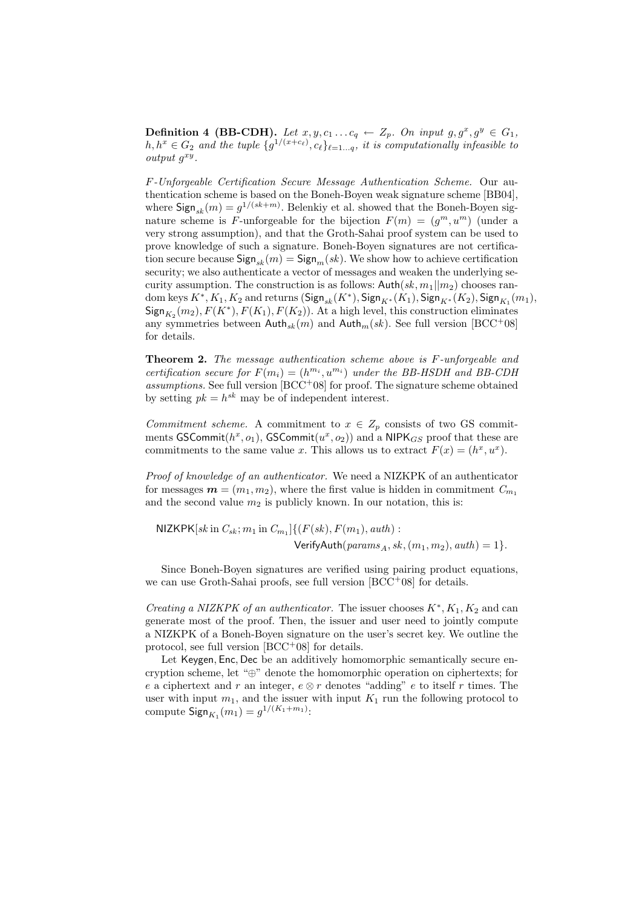**Definition 4 (BB-CDH).** *Let $x, y, c_1 \ldots c_q \leftarrow Z_p$. On input $g, g^x, g^y \in G_1$, $h, h^x \in G_2$ and the tuple $\{g^{1/(x+c_\ell)}, c_\ell\}_{\ell=1\ldots q}$, it is computationally infeasible to output $g^{xy}$.*

*F-Unforgeable Certification Secure Message Authentication Scheme.* Our authentication scheme is based on the Boneh-Boyen weak signature scheme [BB04], where $\mathsf{Sign}_{sk}(m) = g^{1/(sk+m)}$. Belenkiy et al. showed that the Boneh-Boyen signature scheme is $F$-unforgeable for the bijection $F(m) = (g^m, u^m)$ (under a very strong assumption), and that the Groth-Sahai proof system can be used to prove knowledge of such a signature. Boneh-Boyen signatures are not certification secure because $\mathsf{Sign}_{sk}(m) = \mathsf{Sign}_m(sk)$. We show how to achieve certification security; we also authenticate a vector of messages and weaken the underlying security assumption. The construction is as follows: $\mathsf{Auth}(sk, m_1||m_2)$ chooses random keys $K^*, K_1, K_2$ and returns $(\mathsf{Sign}_{sk}(K^*), \mathsf{Sign}_{K^*}(K_1), \mathsf{Sign}_{K^*}(K_2), \mathsf{Sign}_{K_1}(m_1), \mathsf{Sign}_{K_2}(m_2), F(K^*), F(K_1), F(K_2))$. At a high level, this construction eliminates any symmetries between $\mathsf{Auth}_{sk}(m)$ and $\mathsf{Auth}_m(sk)$. See full version [BCC+08] for details.

**Theorem 2.** *The message authentication scheme above is $F$-unforgeable and certification secure for $F(m_i) = (h^{m_i}, u^{m_i})$ under the BB-HSDH and BB-CDH assumptions.* See full version [BCC+08] for proof. The signature scheme obtained by setting $pk = h^{sk}$ may be of independent interest.

*Commitment scheme.* A commitment to $x \in Z_p$ consists of two GS commitments $\mathsf{GSCommit}(h^x, o_1)$, $\mathsf{GSCommit}(u^x, o_2)$) and a $\mathsf{NIPK}_{GS}$ proof that these are commitments to the same value $x$. This allows us to extract $F(x) = (h^x, u^x)$.

*Proof of knowledge of an authenticator.* We need a NIZKPK of an authenticator for messages $\boldsymbol{m} = (m_1, m_2)$, where the first value is hidden in commitment $C_{m_1}$ and the second value $m_2$ is publicly known. In our notation, this is:

$$\mathsf{NIZKPK}[sk \text{ in } C_{sk}; m_1 \text{ in } C_{m_1}]\{(F(sk), F(m_1), auth) : \mathsf{VerifyAuth}(params_A, sk, (m_1, m_2), auth) = 1\}.$$

Since Boneh-Boyen signatures are verified using pairing product equations, we can use Groth-Sahai proofs, see full version [BCC+08] for details.

*Creating a NIZKPK of an authenticator.* The issuer chooses $K^*, K_1, K_2$ and can generate most of the proof. Then, the issuer and user need to jointly compute a NIZKPK of a Boneh-Boyen signature on the user's secret key. We outline the protocol, see full version [BCC+08] for details.

Let $\mathsf{Keygen}, \mathsf{Enc}, \mathsf{Dec}$ be an additively homomorphic semantically secure encryption scheme, let "$\oplus$" denote the homomorphic operation on ciphertexts; for $e$ a ciphertext and $r$ an integer, $e \otimes r$ denotes "adding" $e$ to itself $r$ times. The user with input $m_1$, and the issuer with input $K_1$ run the following protocol to compute $\mathsf{Sign}_{K_1}(m_1) = g^{1/(K_1+m_1)}$: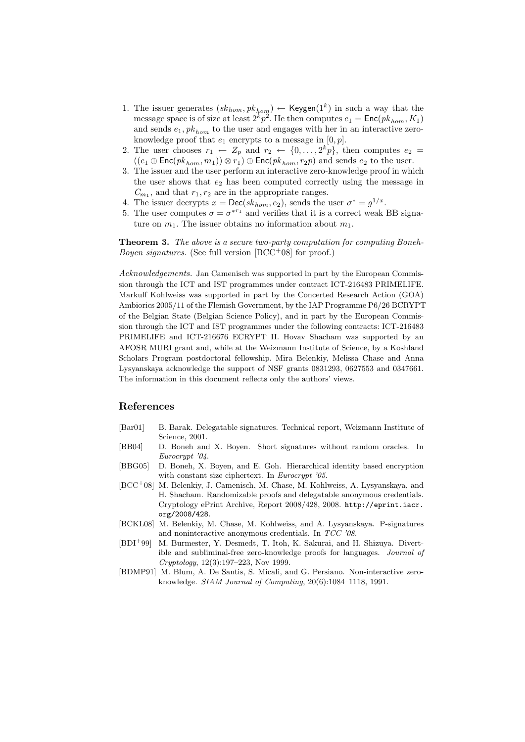1. The issuer generates $(sk_{hom}, pk_{hom}) \leftarrow \mathsf{Keygen}(1^k)$ in such a way that the message space is of size at least $2^k p^2$. He then computes $e_1 = \mathsf{Enc}(pk_{hom}, K_1)$ and sends $e_1, pk_{hom}$ to the user and engages with her in an interactive zero-knowledge proof that $e_1$ encrypts to a message in $[0, p]$.
2. The user chooses $r_1 \leftarrow Z_p$ and $r_2 \leftarrow \{0, \ldots, 2^k p\}$, then computes $e_2 = ((e_1 \oplus \mathsf{Enc}(pk_{hom}, m_1)) \otimes r_1) \oplus \mathsf{Enc}(pk_{hom}, r_2 p)$ and sends $e_2$ to the user.
3. The issuer and the user perform an interactive zero-knowledge proof in which the user shows that $e_2$ has been computed correctly using the message in $C_{m_1}$, and that $r_1, r_2$ are in the appropriate ranges.
4. The issuer decrypts $x = \mathsf{Dec}(sk_{hom}, e_2)$, sends the user $\sigma^* = g^{1/x}$.
5. The user computes $\sigma = \sigma^{*r_1}$ and verifies that it is a correct weak BB signature on $m_1$. The issuer obtains no information about $m_1$.

**Theorem 3.** *The above is a secure two-party computation for computing Boneh-Boyen signatures.* (See full version [BCC+08] for proof.)

*Acknowledgements.* Jan Camenisch was supported in part by the European Commission through the ICT and IST programmes under contract ICT-216483 PRIMELIFE. Markulf Kohlweiss was supported in part by the Concerted Research Action (GOA) Ambiorics 2005/11 of the Flemish Government, by the IAP Programme P6/26 BCRYPT of the Belgian State (Belgian Science Policy), and in part by the European Commission through the ICT and IST programmes under the following contracts: ICT-216483 PRIMELIFE and ICT-216676 ECRYPT II. Hovav Shacham was supported by an AFOSR MURI grant and, while at the Weizmann Institute of Science, by a Koshland Scholars Program postdoctoral fellowship. Mira Belenkiy, Melissa Chase and Anna Lysyanskaya acknowledge the support of NSF grants 0831293, 0627553 and 0347661. The information in this document reflects only the authors' views.

## References

[Bar01] B. Barak. Delegatable signatures. Technical report, Weizmann Institute of Science, 2001.

[BB04] D. Boneh and X. Boyen. Short signatures without random oracles. In *Eurocrypt '04*.

[BBG05] D. Boneh, X. Boyen, and E. Goh. Hierarchical identity based encryption with constant size ciphertext. In *Eurocrypt '05*.

[BCC+08] M. Belenkiy, J. Camenisch, M. Chase, M. Kohlweiss, A. Lysyanskaya, and H. Shacham. Randomizable proofs and delegatable anonymous credentials. Cryptology ePrint Archive, Report 2008/428, 2008. http://eprint.iacr.org/2008/428.

[BCKL08] M. Belenkiy, M. Chase, M. Kohlweiss, and A. Lysyanskaya. P-signatures and noninteractive anonymous credentials. In *TCC '08*.

[BDI+99] M. Burmester, Y. Desmedt, T. Itoh, K. Sakurai, and H. Shizuya. Divertible and subliminal-free zero-knowledge proofs for languages. *Journal of Cryptology*, 12(3):197–223, Nov 1999.

[BDMP91] M. Blum, A. De Santis, S. Micali, and G. Persiano. Non-interactive zero-knowledge. *SIAM Journal of Computing*, 20(6):1084–1118, 1991.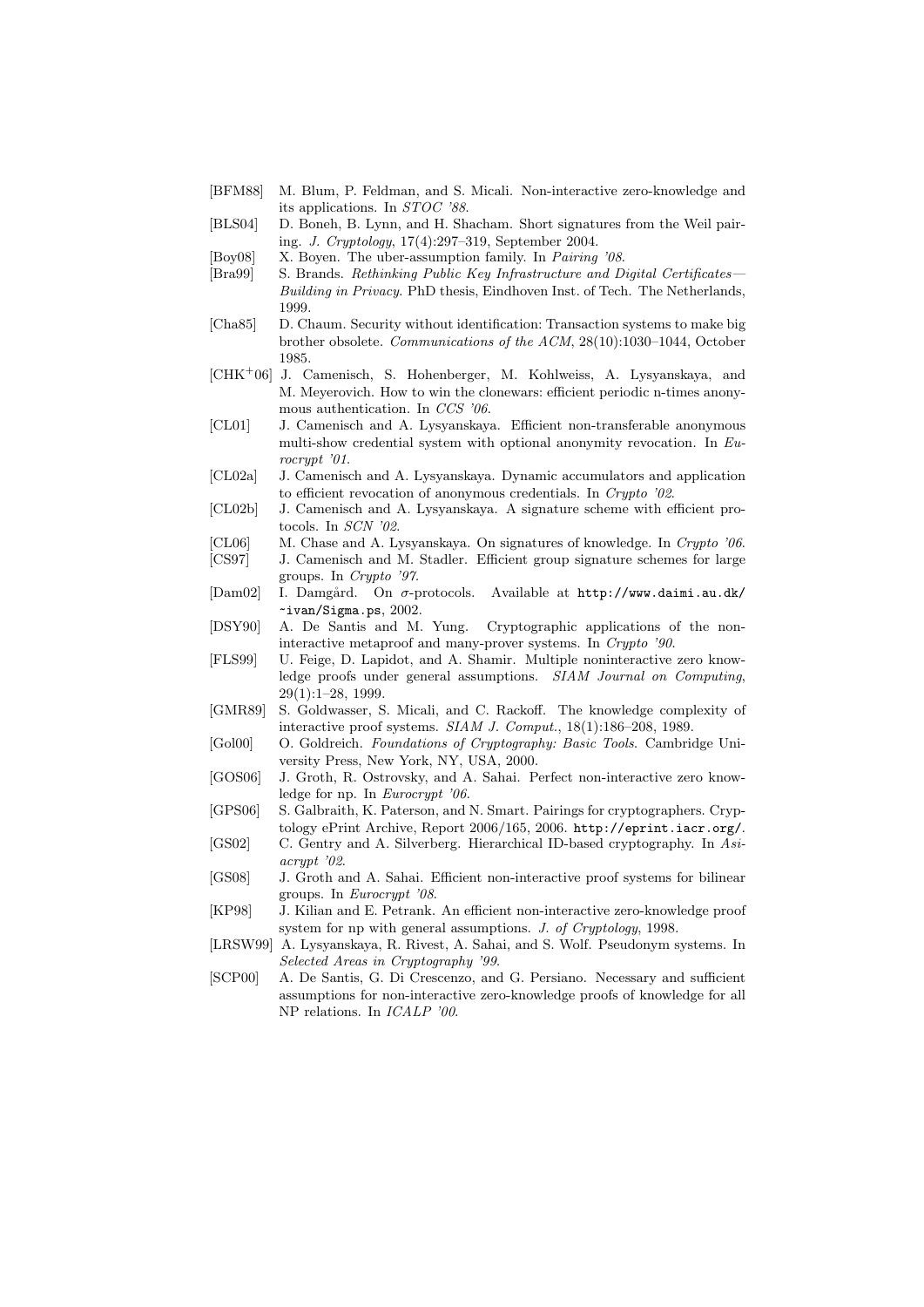[BFM88] M. Blum, P. Feldman, and S. Micali. Non-interactive zero-knowledge and its applications. In *STOC '88*.

[BLS04] D. Boneh, B. Lynn, and H. Shacham. Short signatures from the Weil pairing. *J. Cryptology*, 17(4):297–319, September 2004.

[Boy08] X. Boyen. The uber-assumption family. In *Pairing '08*.

[Bra99] S. Brands. *Rethinking Public Key Infrastructure and Digital Certificates—Building in Privacy*. PhD thesis, Eindhoven Inst. of Tech. The Netherlands, 1999.

[Cha85] D. Chaum. Security without identification: Transaction systems to make big brother obsolete. *Communications of the ACM*, 28(10):1030–1044, October 1985.

[CHK+06] J. Camenisch, S. Hohenberger, M. Kohlweiss, A. Lysyanskaya, and M. Meyerovich. How to win the clonewars: efficient periodic n-times anonymous authentication. In *CCS '06*.

[CL01] J. Camenisch and A. Lysyanskaya. Efficient non-transferable anonymous multi-show credential system with optional anonymity revocation. In *Eurocrypt '01*.

[CL02a] J. Camenisch and A. Lysyanskaya. Dynamic accumulators and application to efficient revocation of anonymous credentials. In *Crypto '02*.

[CL02b] J. Camenisch and A. Lysyanskaya. A signature scheme with efficient protocols. In *SCN '02*.

[CL06] M. Chase and A. Lysyanskaya. On signatures of knowledge. In *Crypto '06*.

[CS97] J. Camenisch and M. Stadler. Efficient group signature schemes for large groups. In *Crypto '97*.

[Dam02] I. Damgård. On $\sigma$-protocols. Available at `http://www.daimi.au.dk/~ivan/Sigma.ps`, 2002.

[DSY90] A. De Santis and M. Yung. Cryptographic applications of the non-interactive metaproof and many-prover systems. In *Crypto '90*.

[FLS99] U. Feige, D. Lapidot, and A. Shamir. Multiple noninteractive zero knowledge proofs under general assumptions. *SIAM Journal on Computing*, 29(1):1–28, 1999.

[GMR89] S. Goldwasser, S. Micali, and C. Rackoff. The knowledge complexity of interactive proof systems. *SIAM J. Comput.*, 18(1):186–208, 1989.

[Gol00] O. Goldreich. *Foundations of Cryptography: Basic Tools*. Cambridge University Press, New York, NY, USA, 2000.

[GOS06] J. Groth, R. Ostrovsky, and A. Sahai. Perfect non-interactive zero knowledge for np. In *Eurocrypt '06*.

[GPS06] S. Galbraith, K. Paterson, and N. Smart. Pairings for cryptographers. Cryptology ePrint Archive, Report 2006/165, 2006. `http://eprint.iacr.org/`.

[GS02] C. Gentry and A. Silverberg. Hierarchical ID-based cryptography. In *Asiacrypt '02*.

[GS08] J. Groth and A. Sahai. Efficient non-interactive proof systems for bilinear groups. In *Eurocrypt '08*.

[KP98] J. Kilian and E. Petrank. An efficient non-interactive zero-knowledge proof system for np with general assumptions. *J. of Cryptology*, 1998.

[LRSW99] A. Lysyanskaya, R. Rivest, A. Sahai, and S. Wolf. Pseudonym systems. In *Selected Areas in Cryptography '99*.

[SCP00] A. De Santis, G. Di Crescenzo, and G. Persiano. Necessary and sufficient assumptions for non-interactive zero-knowledge proofs of knowledge for all NP relations. In *ICALP '00*.